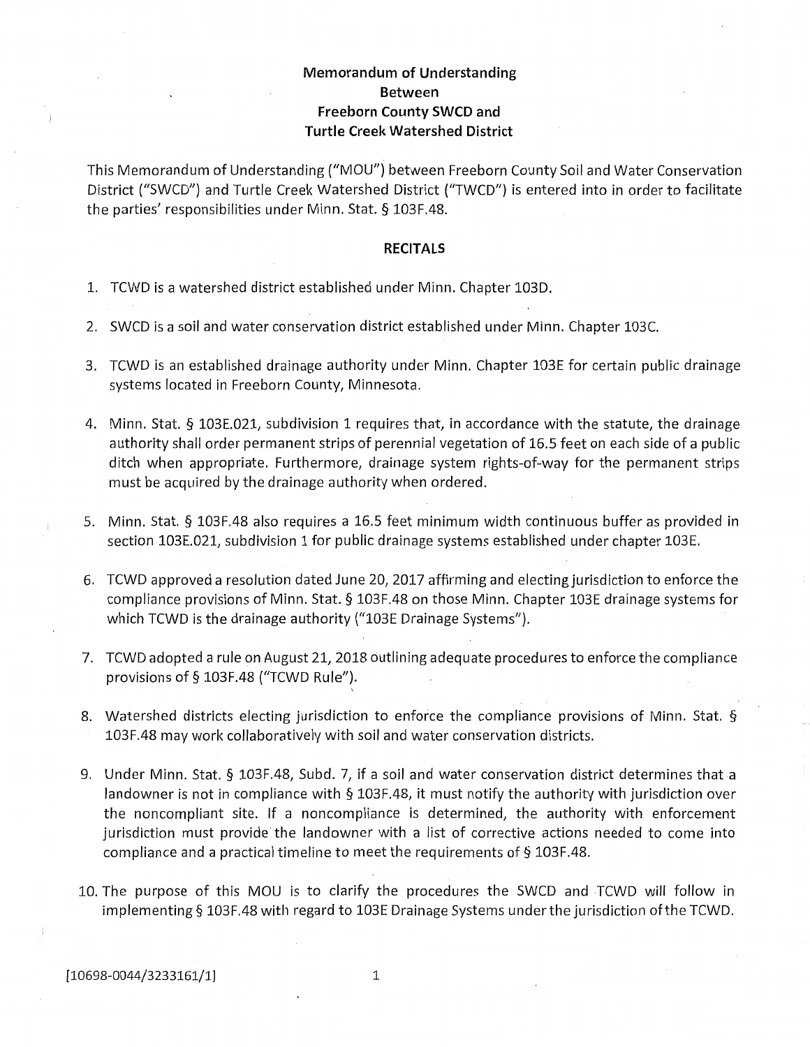**Memorandum of Understanding**
**Between**
**Freeborn County SWCD and**
**Turtle Creek Watershed District**

This Memorandum of Understanding ("MOU") between Freeborn County Soil and Water Conservation District ("SWCD") and Turtle Creek Watershed District ("TWCD") is entered into in order to facilitate the parties' responsibilities under Minn. Stat. § 103F.48.

## RECITALS

1. TCWD is a watershed district established under Minn. Chapter 103D.

2. SWCD is a soil and water conservation district established under Minn. Chapter 103C.

3. TCWD is an established drainage authority under Minn. Chapter 103E for certain public drainage systems located in Freeborn County, Minnesota.

4. Minn. Stat. § 103E.021, subdivision 1 requires that, in accordance with the statute, the drainage authority shall order permanent strips of perennial vegetation of 16.5 feet on each side of a public ditch when appropriate. Furthermore, drainage system rights-of-way for the permanent strips must be acquired by the drainage authority when ordered.

5. Minn. Stat. § 103F.48 also requires a 16.5 feet minimum width continuous buffer as provided in section 103E.021, subdivision 1 for public drainage systems established under chapter 103E.

6. TCWD approved a resolution dated June 20, 2017 affirming and electing jurisdiction to enforce the compliance provisions of Minn. Stat. § 103F.48 on those Minn. Chapter 103E drainage systems for which TCWD is the drainage authority ("103E Drainage Systems").

7. TCWD adopted a rule on August 21, 2018 outlining adequate procedures to enforce the compliance provisions of § 103F.48 ("TCWD Rule").

8. Watershed districts electing jurisdiction to enforce the compliance provisions of Minn. Stat. § 103F.48 may work collaboratively with soil and water conservation districts.

9. Under Minn. Stat. § 103F.48, Subd. 7, if a soil and water conservation district determines that a landowner is not in compliance with § 103F.48, it must notify the authority with jurisdiction over the noncompliant site. If a noncompliance is determined, the authority with enforcement jurisdiction must provide the landowner with a list of corrective actions needed to come into compliance and a practical timeline to meet the requirements of § 103F.48.

10. The purpose of this MOU is to clarify the procedures the SWCD and TCWD will follow in implementing § 103F.48 with regard to 103E Drainage Systems under the jurisdiction of the TCWD.

[10698-0044/3233161/1]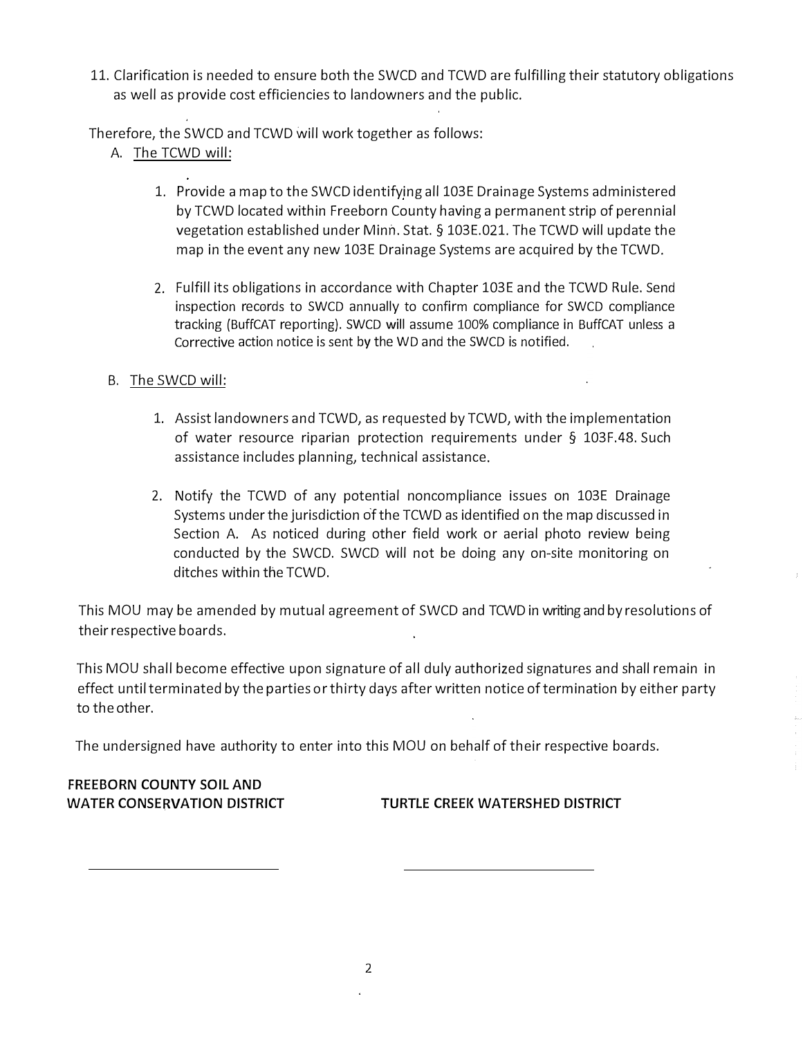11. Clarification is needed to ensure both the SWCD and TCWD are fulfilling their statutory obligations as well as provide cost efficiencies to landowners and the public.

Therefore, the SWCD and TCWD will work together as follows:

A. The TCWD will:

   1. Provide a map to the SWCD identifying all 103E Drainage Systems administered by TCWD located within Freeborn County having a permanent strip of perennial vegetation established under Minn. Stat. § 103E.021. The TCWD will update the map in the event any new 103E Drainage Systems are acquired by the TCWD.

   2. Fulfill its obligations in accordance with Chapter 103E and the TCWD Rule. Send inspection records to SWCD annually to confirm compliance for SWCD compliance tracking (BuffCAT reporting). SWCD will assume 100% compliance in BuffCAT unless a Corrective action notice is sent by the WD and the SWCD is notified.

B. The SWCD will:

   1. Assist landowners and TCWD, as requested by TCWD, with the implementation of water resource riparian protection requirements under § 103F.48. Such assistance includes planning, technical assistance.

   2. Notify the TCWD of any potential noncompliance issues on 103E Drainage Systems under the jurisdiction of the TCWD as identified on the map discussed in Section A. As noticed during other field work or aerial photo review being conducted by the SWCD. SWCD will not be doing any on-site monitoring on ditches within the TCWD.

This MOU may be amended by mutual agreement of SWCD and TCWD in writing and by resolutions of their respective boards.

This MOU shall become effective upon signature of all duly authorized signatures and shall remain in effect until terminated by the parties or thirty days after written notice of termination by either party to the other.

The undersigned have authority to enter into this MOU on behalf of their respective boards.

**FREEBORN COUNTY SOIL AND WATER CONSERVATION DISTRICT**

\_\_\_\_\_\_\_\_\_\_\_\_\_\_\_\_\_\_\_\_\_\_\_\_\_\_

**TURTLE CREEK WATERSHED DISTRICT**

\_\_\_\_\_\_\_\_\_\_\_\_\_\_\_\_\_\_\_\_\_\_\_\_\_\_